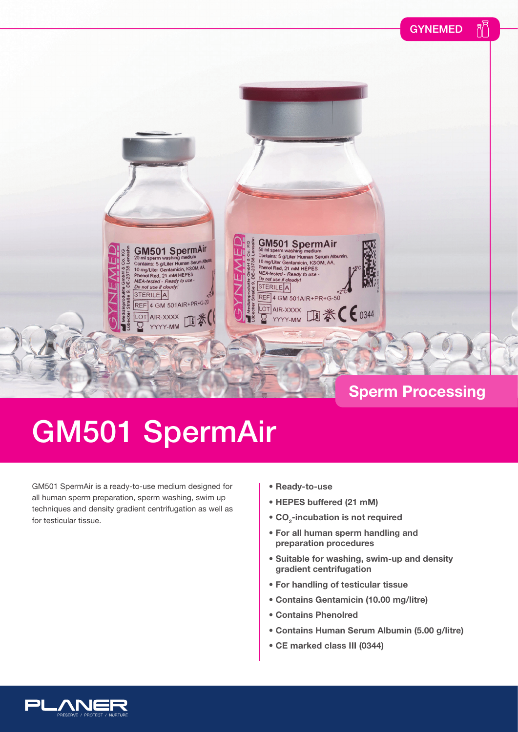GYNEMED

Sperm Processing

# GM501 SpermAir

GM501 SpermAir is a ready-to-use medium designed for all human sperm preparation, sperm washing, swim up techniques and density gradient centrifugation as well as for testicular tissue.

- **Ready-to-use**
- **HEPES buffered (21 mM)**
- **$CO_2$-incubation is not required**
- **For all human sperm handling and preparation procedures**
- **Suitable for washing, swim-up and density gradient centrifugation**
- **For handling of testicular tissue**
- **Contains Gentamicin (10.00 mg/litre)**
- **Contains Phenolred**
- **Contains Human Serum Albumin (5.00 g/litre)**
- **CE marked class III (0344)**

PLANER
PRESERVE / PROTECT / NURTURE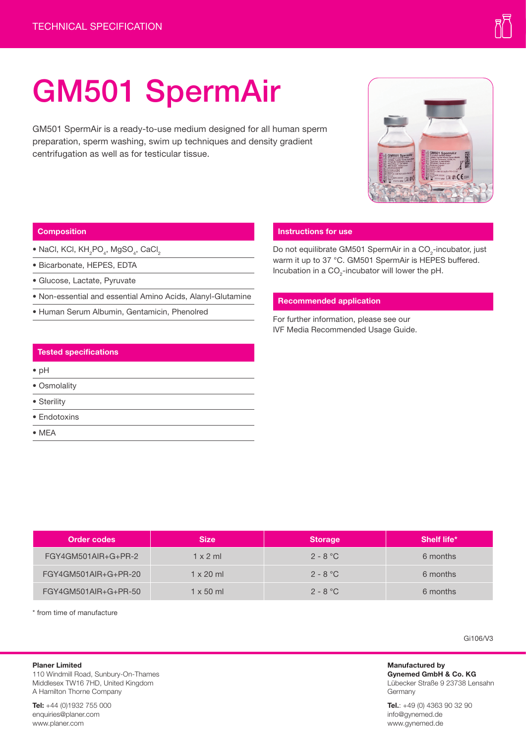TECHNICAL SPECIFICATION

# GM501 SpermAir

GM501 SpermAir is a ready-to-use medium designed for all human sperm preparation, sperm washing, swim up techniques and density gradient centrifugation as well as for testicular tissue.

## Composition

- NaCl, KCl, $KH_2PO_4$, $MgSO_4$, $CaCl_2$
- Bicarbonate, HEPES, EDTA
- Glucose, Lactate, Pyruvate
- Non-essential and essential Amino Acids, Alanyl-Glutamine
- Human Serum Albumin, Gentamicin, Phenolred

## Tested specifications

- pH
- Osmolality
- Sterility
- Endotoxins
- MEA

## Instructions for use

Do not equilibrate GM501 SpermAir in a $CO_2$-incubator, just warm it up to 37 °C. GM501 SpermAir is HEPES buffered. Incubation in a $CO_2$-incubator will lower the pH.

## Recommended application

For further information, please see our IVF Media Recommended Usage Guide.

| Order codes | Size | Storage | Shelf life* |
|---|---|---|---|
| FGY4GM501AIR+G+PR-2 | 1 x 2 ml | 2 - 8 °C | 6 months |
| FGY4GM501AIR+G+PR-20 | 1 x 20 ml | 2 - 8 °C | 6 months |
| FGY4GM501AIR+G+PR-50 | 1 x 50 ml | 2 - 8 °C | 6 months |

\* from time of manufacture

Gi106/V3

**Planer Limited**
110 Windmill Road, Sunbury-On-Thames
Middlesex TW16 7HD, United Kingdom
A Hamilton Thorne Company

**Tel:** +44 (0)1932 755 000
enquiries@planer.com
www.planer.com

**Manufactured by**
**Gynemed GmbH & Co. KG**
Lübecker Straße 9 23738 Lensahn
Germany

**Tel.**: +49 (0) 4363 90 32 90
info@gynemed.de
www.gynemed.de